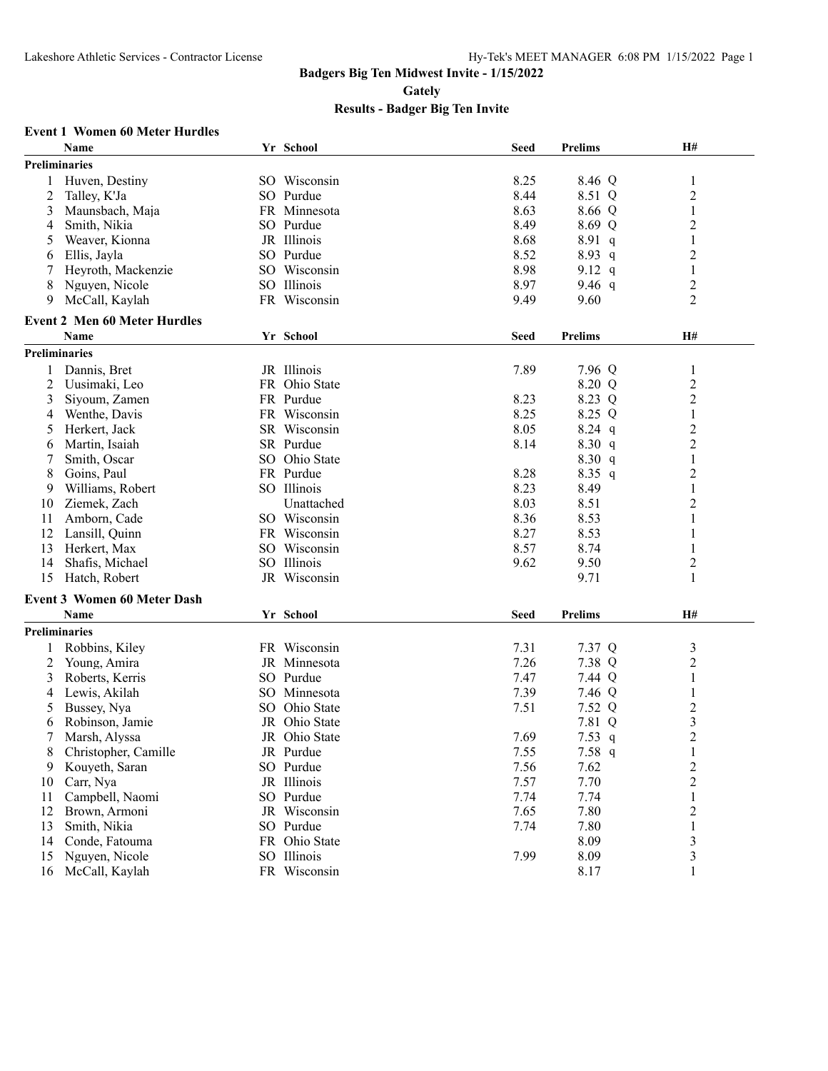**Badgers Big Ten Midwest Invite - 1/15/2022**

**Gately**

**Results - Badger Big Ten Invite**

### Event 1 Women 60 Meter Hurdles

| | Name | Yr | School | Seed | Prelims | H# |
|---|---|---|---|---|---|---|
| **Preliminaries** | | | | | | |
| 1 | Huven, Destiny | SO | Wisconsin | 8.25 | 8.46 Q | 1 |
| 2 | Talley, K'Ja | SO | Purdue | 8.44 | 8.51 Q | 2 |
| 3 | Maunsbach, Maja | FR | Minnesota | 8.63 | 8.66 Q | 1 |
| 4 | Smith, Nikia | SO | Purdue | 8.49 | 8.69 Q | 2 |
| 5 | Weaver, Kionna | JR | Illinois | 8.68 | 8.91 q | 1 |
| 6 | Ellis, Jayla | SO | Purdue | 8.52 | 8.93 q | 2 |
| 7 | Heyroth, Mackenzie | SO | Wisconsin | 8.98 | 9.12 q | 1 |
| 8 | Nguyen, Nicole | SO | Illinois | 8.97 | 9.46 q | 2 |
| 9 | McCall, Kaylah | FR | Wisconsin | 9.49 | 9.60 | 2 |

### Event 2 Men 60 Meter Hurdles

| | Name | Yr | School | Seed | Prelims | H# |
|---|---|---|---|---|---|---|
| **Preliminaries** | | | | | | |
| 1 | Dannis, Bret | JR | Illinois | 7.89 | 7.96 Q | 1 |
| 2 | Uusimaki, Leo | FR | Ohio State | | 8.20 Q | 2 |
| 3 | Siyoum, Zamen | FR | Purdue | 8.23 | 8.23 Q | 2 |
| 4 | Wenthe, Davis | FR | Wisconsin | 8.25 | 8.25 Q | 1 |
| 5 | Herkert, Jack | SR | Wisconsin | 8.05 | 8.24 q | 2 |
| 6 | Martin, Isaiah | SR | Purdue | 8.14 | 8.30 q | 2 |
| 7 | Smith, Oscar | SO | Ohio State | | 8.30 q | 1 |
| 8 | Goins, Paul | FR | Purdue | 8.28 | 8.35 q | 2 |
| 9 | Williams, Robert | SO | Illinois | 8.23 | 8.49 | 1 |
| 10 | Ziemek, Zach | | Unattached | 8.03 | 8.51 | 2 |
| 11 | Amborn, Cade | SO | Wisconsin | 8.36 | 8.53 | 1 |
| 12 | Lansill, Quinn | FR | Wisconsin | 8.27 | 8.53 | 1 |
| 13 | Herkert, Max | SO | Wisconsin | 8.57 | 8.74 | 1 |
| 14 | Shafis, Michael | SO | Illinois | 9.62 | 9.50 | 2 |
| 15 | Hatch, Robert | JR | Wisconsin | | 9.71 | 1 |

### Event 3 Women 60 Meter Dash

| | Name | Yr | School | Seed | Prelims | H# |
|---|---|---|---|---|---|---|
| **Preliminaries** | | | | | | |
| 1 | Robbins, Kiley | FR | Wisconsin | 7.31 | 7.37 Q | 3 |
| 2 | Young, Amira | JR | Minnesota | 7.26 | 7.38 Q | 2 |
| 3 | Roberts, Kerris | SO | Purdue | 7.47 | 7.44 Q | 1 |
| 4 | Lewis, Akilah | SO | Minnesota | 7.39 | 7.46 Q | 1 |
| 5 | Bussey, Nya | SO | Ohio State | 7.51 | 7.52 Q | 2 |
| 6 | Robinson, Jamie | JR | Ohio State | | 7.81 Q | 3 |
| 7 | Marsh, Alyssa | JR | Ohio State | 7.69 | 7.53 q | 2 |
| 8 | Christopher, Camille | JR | Purdue | 7.55 | 7.58 q | 1 |
| 9 | Kouyeth, Saran | SO | Purdue | 7.56 | 7.62 | 2 |
| 10 | Carr, Nya | JR | Illinois | 7.57 | 7.70 | 2 |
| 11 | Campbell, Naomi | SO | Purdue | 7.74 | 7.74 | 1 |
| 12 | Brown, Armoni | JR | Wisconsin | 7.65 | 7.80 | 2 |
| 13 | Smith, Nikia | SO | Purdue | 7.74 | 7.80 | 1 |
| 14 | Conde, Fatouma | FR | Ohio State | | 8.09 | 3 |
| 15 | Nguyen, Nicole | SO | Illinois | 7.99 | 8.09 | 3 |
| 16 | McCall, Kaylah | FR | Wisconsin | | 8.17 | 1 |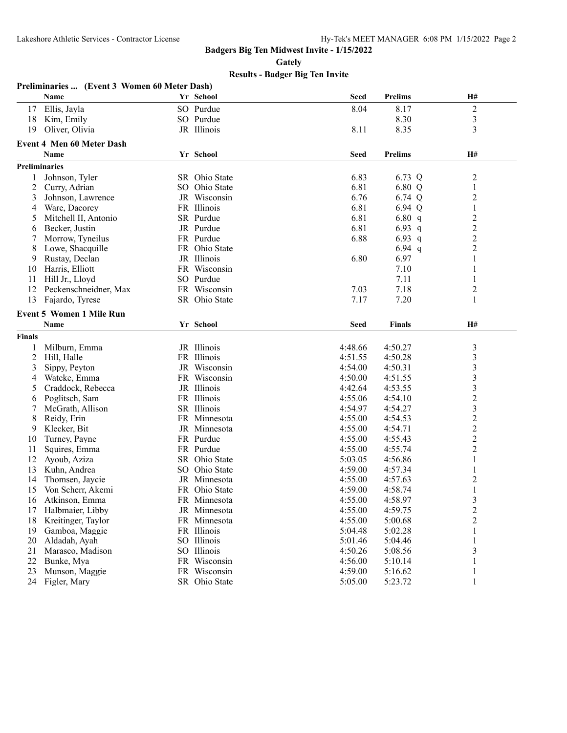**Badgers Big Ten Midwest Invite - 1/15/2022**

**Gately**

**Results - Badger Big Ten Invite**

### Preliminaries ... (Event 3 Women 60 Meter Dash)

| | Name | Yr | School | Seed | Prelims | H# |
|---|---|---|---|---|---|---|
| 17 | Ellis, Jayla | SO | Purdue | 8.04 | 8.17 | 2 |
| 18 | Kim, Emily | SO | Purdue | | 8.30 | 3 |
| 19 | Oliver, Olivia | JR | Illinois | 8.11 | 8.35 | 3 |

### Event 4 Men 60 Meter Dash

**Preliminaries**

| | Name | Yr | School | Seed | Prelims | | H# |
|---|---|---|---|---|---|---|---|
| 1 | Johnson, Tyler | SR | Ohio State | 6.83 | 6.73 | Q | 2 |
| 2 | Curry, Adrian | SO | Ohio State | 6.81 | 6.80 | Q | 1 |
| 3 | Johnson, Lawrence | JR | Wisconsin | 6.76 | 6.74 | Q | 2 |
| 4 | Ware, Dacorey | FR | Illinois | 6.81 | 6.94 | Q | 1 |
| 5 | Mitchell II, Antonio | SR | Purdue | 6.81 | 6.80 | q | 2 |
| 6 | Becker, Justin | JR | Purdue | 6.81 | 6.93 | q | 2 |
| 7 | Morrow, Tyneilus | FR | Purdue | 6.88 | 6.93 | q | 2 |
| 8 | Lowe, Shacquille | FR | Ohio State | | 6.94 | q | 2 |
| 9 | Rustay, Declan | JR | Illinois | 6.80 | 6.97 | | 1 |
| 10 | Harris, Elliott | FR | Wisconsin | | 7.10 | | 1 |
| 11 | Hill Jr., Lloyd | SO | Purdue | | 7.11 | | 1 |
| 12 | Peckenschneidner, Max | FR | Wisconsin | 7.03 | 7.18 | | 2 |
| 13 | Fajardo, Tyrese | SR | Ohio State | 7.17 | 7.20 | | 1 |

### Event 5 Women 1 Mile Run

**Finals**

| | Name | Yr | School | Seed | Finals | H# |
|---|---|---|---|---|---|---|
| 1 | Milburn, Emma | JR | Illinois | 4:48.66 | 4:50.27 | 3 |
| 2 | Hill, Halle | FR | Illinois | 4:51.55 | 4:50.28 | 3 |
| 3 | Sippy, Peyton | JR | Wisconsin | 4:54.00 | 4:50.31 | 3 |
| 4 | Watcke, Emma | FR | Wisconsin | 4:50.00 | 4:51.55 | 3 |
| 5 | Craddock, Rebecca | JR | Illinois | 4:42.64 | 4:53.55 | 3 |
| 6 | Poglitsch, Sam | FR | Illinois | 4:55.06 | 4:54.10 | 2 |
| 7 | McGrath, Allison | SR | Illinois | 4:54.97 | 4:54.27 | 3 |
| 8 | Reidy, Erin | FR | Minnesota | 4:55.00 | 4:54.53 | 2 |
| 9 | Klecker, Bit | JR | Minnesota | 4:55.00 | 4:54.71 | 2 |
| 10 | Turney, Payne | FR | Purdue | 4:55.00 | 4:55.43 | 2 |
| 11 | Squires, Emma | FR | Purdue | 4:55.00 | 4:55.74 | 2 |
| 12 | Ayoub, Aziza | SR | Ohio State | 5:03.05 | 4:56.86 | 1 |
| 13 | Kuhn, Andrea | SO | Ohio State | 4:59.00 | 4:57.34 | 1 |
| 14 | Thomsen, Jaycie | JR | Minnesota | 4:55.00 | 4:57.63 | 2 |
| 15 | Von Scherr, Akemi | FR | Ohio State | 4:59.00 | 4:58.74 | 1 |
| 16 | Atkinson, Emma | FR | Minnesota | 4:55.00 | 4:58.97 | 3 |
| 17 | Halbmaier, Libby | JR | Minnesota | 4:55.00 | 4:59.75 | 2 |
| 18 | Kreitinger, Taylor | FR | Minnesota | 4:55.00 | 5:00.68 | 2 |
| 19 | Gamboa, Maggie | FR | Illinois | 5:04.48 | 5:02.28 | 1 |
| 20 | Aldadah, Ayah | SO | Illinois | 5:01.46 | 5:04.46 | 1 |
| 21 | Marasco, Madison | SO | Illinois | 4:50.26 | 5:08.56 | 3 |
| 22 | Bunke, Mya | FR | Wisconsin | 4:56.00 | 5:10.14 | 1 |
| 23 | Munson, Maggie | FR | Wisconsin | 4:59.00 | 5:16.62 | 1 |
| 24 | Figler, Mary | SR | Ohio State | 5:05.00 | 5:23.72 | 1 |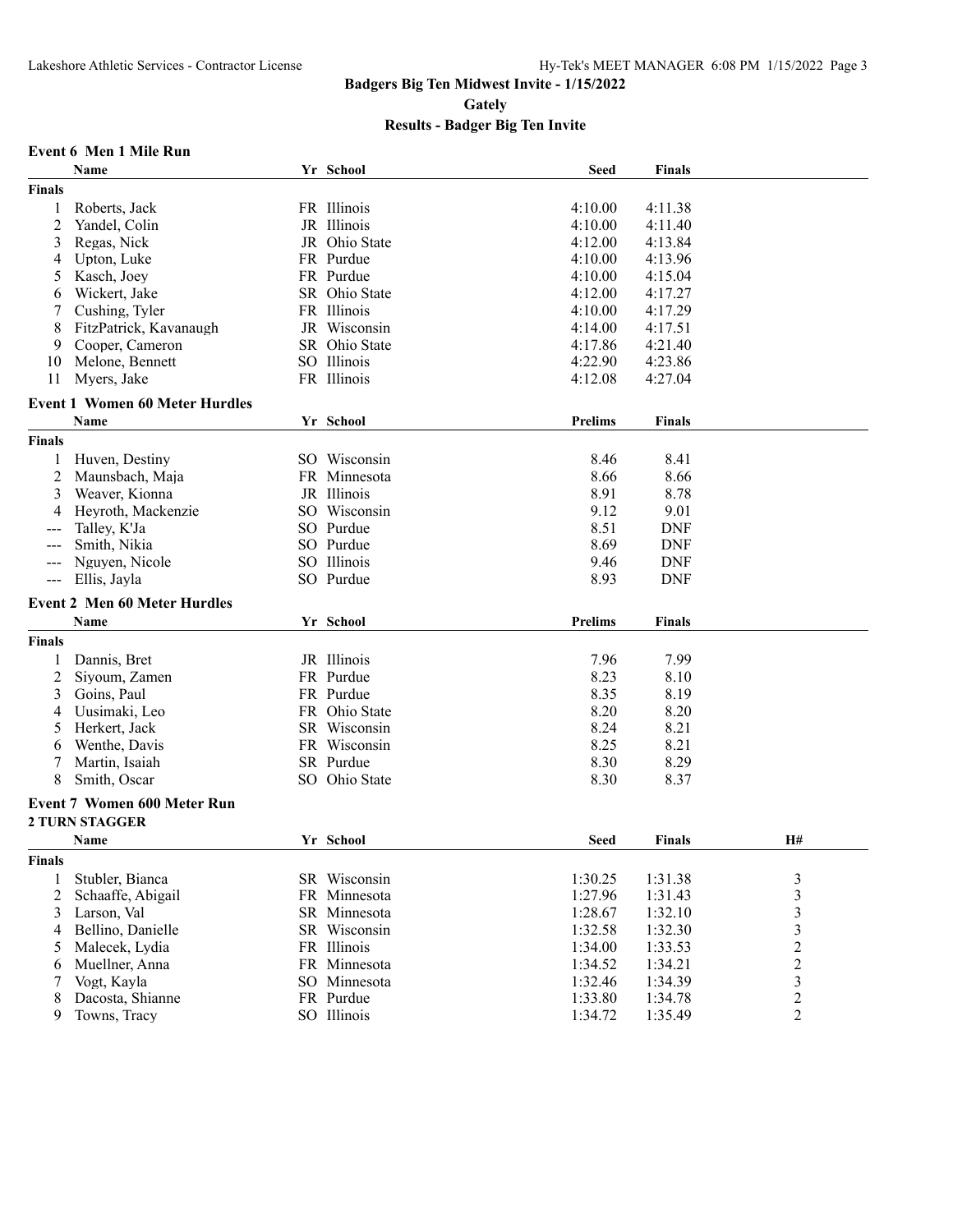# Badgers Big Ten Midwest Invite - 1/15/2022

## Gately

## Results - Badger Big Ten Invite

### Event 6 Men 1 Mile Run

| | Name | Yr | School | Seed | Finals |
|---|---|---|---|---|---|
| **Finals** | | | | | |
| 1 | Roberts, Jack | FR | Illinois | 4:10.00 | 4:11.38 |
| 2 | Yandel, Colin | JR | Illinois | 4:10.00 | 4:11.40 |
| 3 | Regas, Nick | JR | Ohio State | 4:12.00 | 4:13.84 |
| 4 | Upton, Luke | FR | Purdue | 4:10.00 | 4:13.96 |
| 5 | Kasch, Joey | FR | Purdue | 4:10.00 | 4:15.04 |
| 6 | Wickert, Jake | SR | Ohio State | 4:12.00 | 4:17.27 |
| 7 | Cushing, Tyler | FR | Illinois | 4:10.00 | 4:17.29 |
| 8 | FitzPatrick, Kavanaugh | JR | Wisconsin | 4:14.00 | 4:17.51 |
| 9 | Cooper, Cameron | SR | Ohio State | 4:17.86 | 4:21.40 |
| 10 | Melone, Bennett | SO | Illinois | 4:22.90 | 4:23.86 |
| 11 | Myers, Jake | FR | Illinois | 4:12.08 | 4:27.04 |

### Event 1 Women 60 Meter Hurdles

| | Name | Yr | School | Prelims | Finals |
|---|---|---|---|---|---|
| **Finals** | | | | | |
| 1 | Huven, Destiny | SO | Wisconsin | 8.46 | 8.41 |
| 2 | Maunsbach, Maja | FR | Minnesota | 8.66 | 8.66 |
| 3 | Weaver, Kionna | JR | Illinois | 8.91 | 8.78 |
| 4 | Heyroth, Mackenzie | SO | Wisconsin | 9.12 | 9.01 |
| --- | Talley, K'Ja | SO | Purdue | 8.51 | DNF |
| --- | Smith, Nikia | SO | Purdue | 8.69 | DNF |
| --- | Nguyen, Nicole | SO | Illinois | 9.46 | DNF |
| --- | Ellis, Jayla | SO | Purdue | 8.93 | DNF |

### Event 2 Men 60 Meter Hurdles

| | Name | Yr | School | Prelims | Finals |
|---|---|---|---|---|---|
| **Finals** | | | | | |
| 1 | Dannis, Bret | JR | Illinois | 7.96 | 7.99 |
| 2 | Siyoum, Zamen | FR | Purdue | 8.23 | 8.10 |
| 3 | Goins, Paul | FR | Purdue | 8.35 | 8.19 |
| 4 | Uusimaki, Leo | FR | Ohio State | 8.20 | 8.20 |
| 5 | Herkert, Jack | SR | Wisconsin | 8.24 | 8.21 |
| 6 | Wenthe, Davis | FR | Wisconsin | 8.25 | 8.21 |
| 7 | Martin, Isaiah | SR | Purdue | 8.30 | 8.29 |
| 8 | Smith, Oscar | SO | Ohio State | 8.30 | 8.37 |

### Event 7 Women 600 Meter Run

**2 TURN STAGGER**

| | Name | Yr | School | Seed | Finals | H# |
|---|---|---|---|---|---|---|
| **Finals** | | | | | | |
| 1 | Stubler, Bianca | SR | Wisconsin | 1:30.25 | 1:31.38 | 3 |
| 2 | Schaaffe, Abigail | FR | Minnesota | 1:27.96 | 1:31.43 | 3 |
| 3 | Larson, Val | SR | Minnesota | 1:28.67 | 1:32.10 | 3 |
| 4 | Bellino, Danielle | SR | Wisconsin | 1:32.58 | 1:32.30 | 3 |
| 5 | Malecek, Lydia | FR | Illinois | 1:34.00 | 1:33.53 | 2 |
| 6 | Muellner, Anna | FR | Minnesota | 1:34.52 | 1:34.21 | 2 |
| 7 | Vogt, Kayla | SO | Minnesota | 1:32.46 | 1:34.39 | 3 |
| 8 | Dacosta, Shianne | FR | Purdue | 1:33.80 | 1:34.78 | 2 |
| 9 | Towns, Tracy | SO | Illinois | 1:34.72 | 1:35.49 | 2 |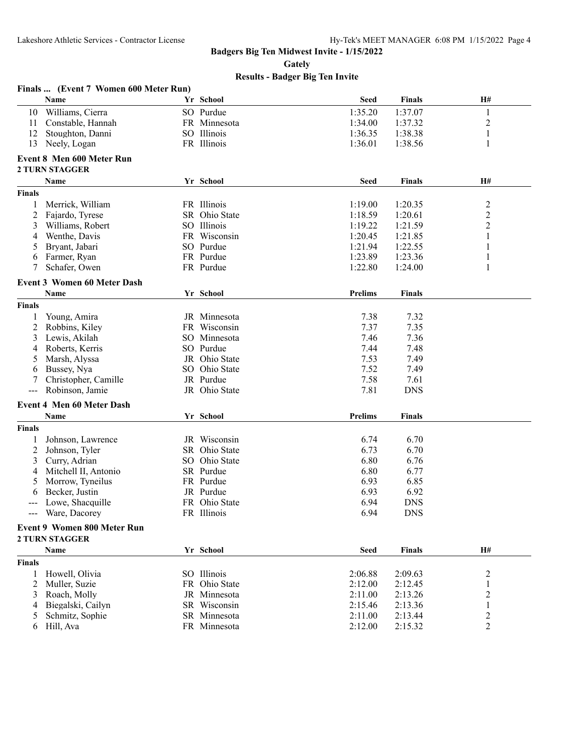## Badgers Big Ten Midwest Invite - 1/15/2022

### Gately

### Results - Badger Big Ten Invite

**Finals ... (Event 7 Women 600 Meter Run)**

| | Name | Yr | School | Seed | Finals | H# |
|---|---|---|---|---|---|---|
| 10 | Williams, Cierra | SO | Purdue | 1:35.20 | 1:37.07 | 1 |
| 11 | Constable, Hannah | FR | Minnesota | 1:34.00 | 1:37.32 | 2 |
| 12 | Stoughton, Danni | SO | Illinois | 1:36.35 | 1:38.38 | 1 |
| 13 | Neely, Logan | FR | Illinois | 1:36.01 | 1:38.56 | 1 |

**Event 8 Men 600 Meter Run**

**2 TURN STAGGER**

| | Name | Yr | School | Seed | Finals | H# |
|---|---|---|---|---|---|---|
| **Finals** | | | | | | |
| 1 | Merrick, William | FR | Illinois | 1:19.00 | 1:20.35 | 2 |
| 2 | Fajardo, Tyrese | SR | Ohio State | 1:18.59 | 1:20.61 | 2 |
| 3 | Williams, Robert | SO | Illinois | 1:19.22 | 1:21.59 | 2 |
| 4 | Wenthe, Davis | FR | Wisconsin | 1:20.45 | 1:21.85 | 1 |
| 5 | Bryant, Jabari | SO | Purdue | 1:21.94 | 1:22.55 | 1 |
| 6 | Farmer, Ryan | FR | Purdue | 1:23.89 | 1:23.36 | 1 |
| 7 | Schafer, Owen | FR | Purdue | 1:22.80 | 1:24.00 | 1 |

**Event 3 Women 60 Meter Dash**

| | Name | Yr | School | Prelims | Finals |
|---|---|---|---|---|---|
| **Finals** | | | | | |
| 1 | Young, Amira | JR | Minnesota | 7.38 | 7.32 |
| 2 | Robbins, Kiley | FR | Wisconsin | 7.37 | 7.35 |
| 3 | Lewis, Akilah | SO | Minnesota | 7.46 | 7.36 |
| 4 | Roberts, Kerris | SO | Purdue | 7.44 | 7.48 |
| 5 | Marsh, Alyssa | JR | Ohio State | 7.53 | 7.49 |
| 6 | Bussey, Nya | SO | Ohio State | 7.52 | 7.49 |
| 7 | Christopher, Camille | JR | Purdue | 7.58 | 7.61 |
| --- | Robinson, Jamie | JR | Ohio State | 7.81 | DNS |

**Event 4 Men 60 Meter Dash**

| | Name | Yr | School | Prelims | Finals |
|---|---|---|---|---|---|
| **Finals** | | | | | |
| 1 | Johnson, Lawrence | JR | Wisconsin | 6.74 | 6.70 |
| 2 | Johnson, Tyler | SR | Ohio State | 6.73 | 6.70 |
| 3 | Curry, Adrian | SO | Ohio State | 6.80 | 6.76 |
| 4 | Mitchell II, Antonio | SR | Purdue | 6.80 | 6.77 |
| 5 | Morrow, Tyneilus | FR | Purdue | 6.93 | 6.85 |
| 6 | Becker, Justin | JR | Purdue | 6.93 | 6.92 |
| --- | Lowe, Shacquille | FR | Ohio State | 6.94 | DNS |
| --- | Ware, Dacorey | FR | Illinois | 6.94 | DNS |

**Event 9 Women 800 Meter Run**

**2 TURN STAGGER**

| | Name | Yr | School | Seed | Finals | H# |
|---|---|---|---|---|---|---|
| **Finals** | | | | | | |
| 1 | Howell, Olivia | SO | Illinois | 2:06.88 | 2:09.63 | 2 |
| 2 | Muller, Suzie | FR | Ohio State | 2:12.00 | 2:12.45 | 1 |
| 3 | Roach, Molly | JR | Minnesota | 2:11.00 | 2:13.26 | 2 |
| 4 | Biegalski, Cailyn | SR | Wisconsin | 2:15.46 | 2:13.36 | 1 |
| 5 | Schmitz, Sophie | SR | Minnesota | 2:11.00 | 2:13.44 | 2 |
| 6 | Hill, Ava | FR | Minnesota | 2:12.00 | 2:15.32 | 2 |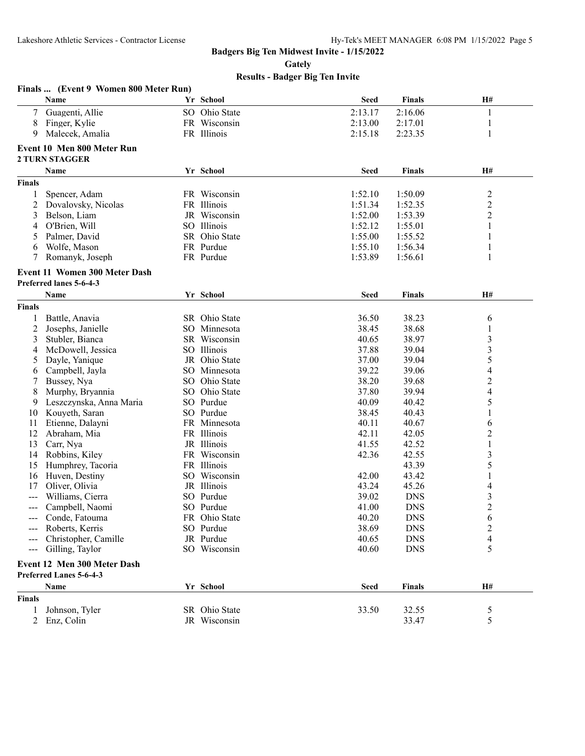**Badgers Big Ten Midwest Invite - 1/15/2022**

**Gately**

**Results - Badger Big Ten Invite**

### Finals ... (Event 9 Women 800 Meter Run)

| | Name | Yr | School | Seed | Finals | H# |
|---|---|---|---|---|---|---|
| 7 | Guagenti, Allie | SO | Ohio State | 2:13.17 | 2:16.06 | 1 |
| 8 | Finger, Kylie | FR | Wisconsin | 2:13.00 | 2:17.01 | 1 |
| 9 | Malecek, Amalia | FR | Illinois | 2:15.18 | 2:23.35 | 1 |

### Event 10 Men 800 Meter Run

**2 TURN STAGGER**

| | Name | Yr | School | Seed | Finals | H# |
|---|---|---|---|---|---|---|
| **Finals** | | | | | | |
| 1 | Spencer, Adam | FR | Wisconsin | 1:52.10 | 1:50.09 | 2 |
| 2 | Dovalovsky, Nicolas | FR | Illinois | 1:51.34 | 1:52.35 | 2 |
| 3 | Belson, Liam | JR | Wisconsin | 1:52.00 | 1:53.39 | 2 |
| 4 | O'Brien, Will | SO | Illinois | 1:52.12 | 1:55.01 | 1 |
| 5 | Palmer, David | SR | Ohio State | 1:55.00 | 1:55.52 | 1 |
| 6 | Wolfe, Mason | FR | Purdue | 1:55.10 | 1:56.34 | 1 |
| 7 | Romanyk, Joseph | FR | Purdue | 1:53.89 | 1:56.61 | 1 |

### Event 11 Women 300 Meter Dash

**Preferred lanes 5-6-4-3**

| | Name | Yr | School | Seed | Finals | H# |
|---|---|---|---|---|---|---|
| **Finals** | | | | | | |
| 1 | Battle, Anavia | SR | Ohio State | 36.50 | 38.23 | 6 |
| 2 | Josephs, Janielle | SO | Minnesota | 38.45 | 38.68 | 1 |
| 3 | Stubler, Bianca | SR | Wisconsin | 40.65 | 38.97 | 3 |
| 4 | McDowell, Jessica | SO | Illinois | 37.88 | 39.04 | 3 |
| 5 | Dayle, Yanique | JR | Ohio State | 37.00 | 39.04 | 5 |
| 6 | Campbell, Jayla | SO | Minnesota | 39.22 | 39.06 | 4 |
| 7 | Bussey, Nya | SO | Ohio State | 38.20 | 39.68 | 2 |
| 8 | Murphy, Bryannia | SO | Ohio State | 37.80 | 39.94 | 4 |
| 9 | Leszczynska, Anna Maria | SO | Purdue | 40.09 | 40.42 | 5 |
| 10 | Kouyeth, Saran | SO | Purdue | 38.45 | 40.43 | 1 |
| 11 | Etienne, Dalayni | FR | Minnesota | 40.11 | 40.67 | 6 |
| 12 | Abraham, Mia | FR | Illinois | 42.11 | 42.05 | 2 |
| 13 | Carr, Nya | JR | Illinois | 41.55 | 42.52 | 1 |
| 14 | Robbins, Kiley | FR | Wisconsin | 42.36 | 42.55 | 3 |
| 15 | Humphrey, Tacoria | FR | Illinois | | 43.39 | 5 |
| 16 | Huven, Destiny | SO | Wisconsin | 42.00 | 43.42 | 1 |
| 17 | Oliver, Olivia | JR | Illinois | 43.24 | 45.26 | 4 |
| --- | Williams, Cierra | SO | Purdue | 39.02 | DNS | 3 |
| --- | Campbell, Naomi | SO | Purdue | 41.00 | DNS | 2 |
| --- | Conde, Fatouma | FR | Ohio State | 40.20 | DNS | 6 |
| --- | Roberts, Kerris | SO | Purdue | 38.69 | DNS | 2 |
| --- | Christopher, Camille | JR | Purdue | 40.65 | DNS | 4 |
| --- | Gilling, Taylor | SO | Wisconsin | 40.60 | DNS | 5 |

### Event 12 Men 300 Meter Dash

**Preferred Lanes 5-6-4-3**

| | Name | Yr | School | Seed | Finals | H# |
|---|---|---|---|---|---|---|
| **Finals** | | | | | | |
| 1 | Johnson, Tyler | SR | Ohio State | 33.50 | 32.55 | 5 |
| 2 | Enz, Colin | JR | Wisconsin | | 33.47 | 5 |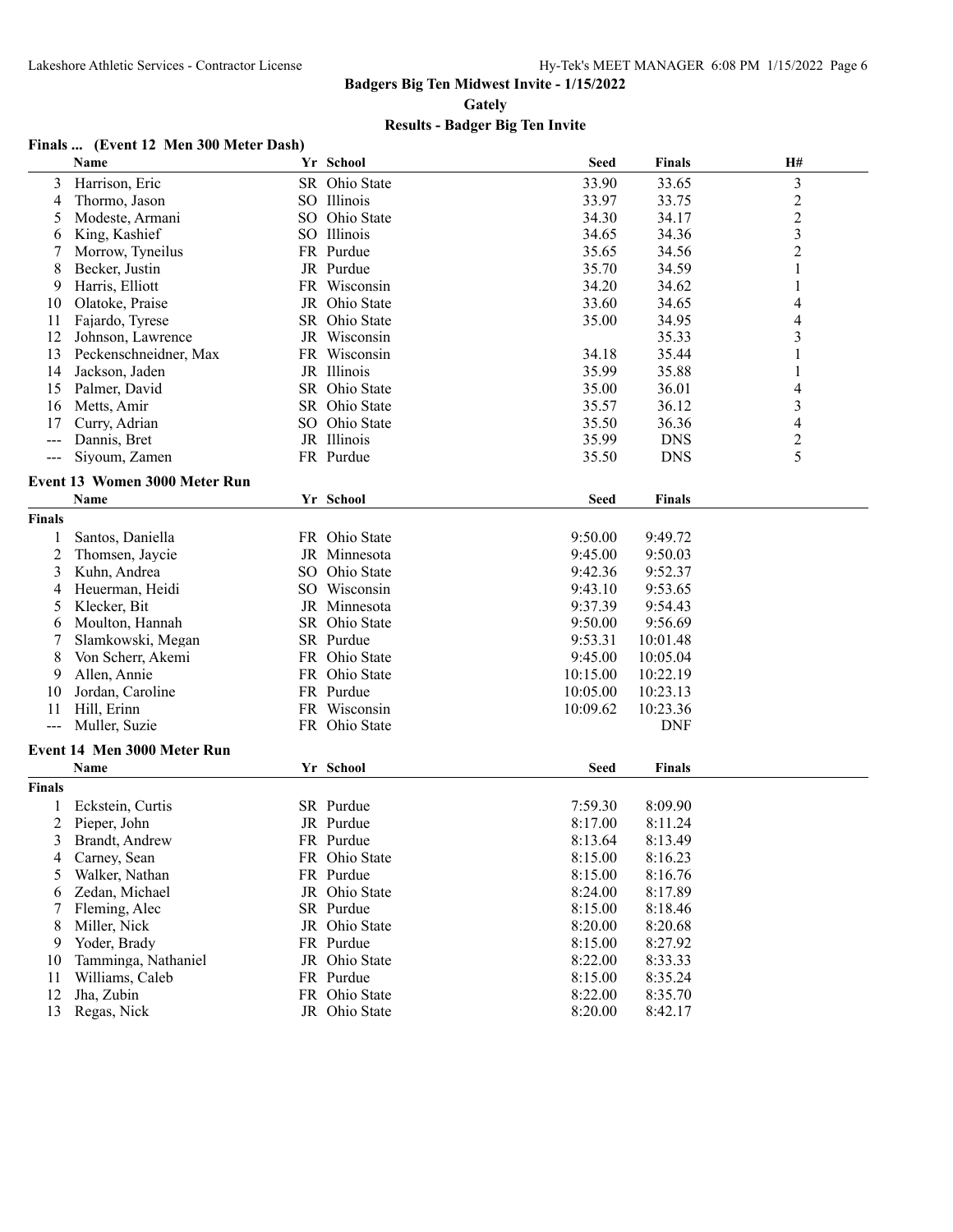# Badgers Big Ten Midwest Invite - 1/15/2022

## Gately

### Results - Badger Big Ten Invite

**Finals ... (Event 12 Men 300 Meter Dash)**

| | Name | Yr | School | Seed | Finals | H# |
|---|---|---|---|---|---|---|
| 3 | Harrison, Eric | SR | Ohio State | 33.90 | 33.65 | 3 |
| 4 | Thormo, Jason | SO | Illinois | 33.97 | 33.75 | 2 |
| 5 | Modeste, Armani | SO | Ohio State | 34.30 | 34.17 | 2 |
| 6 | King, Kashief | SO | Illinois | 34.65 | 34.36 | 3 |
| 7 | Morrow, Tyneilus | FR | Purdue | 35.65 | 34.56 | 2 |
| 8 | Becker, Justin | JR | Purdue | 35.70 | 34.59 | 1 |
| 9 | Harris, Elliott | FR | Wisconsin | 34.20 | 34.62 | 1 |
| 10 | Olatoke, Praise | JR | Ohio State | 33.60 | 34.65 | 4 |
| 11 | Fajardo, Tyrese | SR | Ohio State | 35.00 | 34.95 | 4 |
| 12 | Johnson, Lawrence | JR | Wisconsin | | 35.33 | 3 |
| 13 | Peckenschneidner, Max | FR | Wisconsin | 34.18 | 35.44 | 1 |
| 14 | Jackson, Jaden | JR | Illinois | 35.99 | 35.88 | 1 |
| 15 | Palmer, David | SR | Ohio State | 35.00 | 36.01 | 4 |
| 16 | Metts, Amir | SR | Ohio State | 35.57 | 36.12 | 3 |
| 17 | Curry, Adrian | SO | Ohio State | 35.50 | 36.36 | 4 |
| --- | Dannis, Bret | JR | Illinois | 35.99 | DNS | 2 |
| --- | Siyoum, Zamen | FR | Purdue | 35.50 | DNS | 5 |

**Event 13 Women 3000 Meter Run**

| | Name | Yr | School | Seed | Finals |
|---|---|---|---|---|---|
| **Finals** | | | | | |
| 1 | Santos, Daniella | FR | Ohio State | 9:50.00 | 9:49.72 |
| 2 | Thomsen, Jaycie | JR | Minnesota | 9:45.00 | 9:50.03 |
| 3 | Kuhn, Andrea | SO | Ohio State | 9:42.36 | 9:52.37 |
| 4 | Heuerman, Heidi | SO | Wisconsin | 9:43.10 | 9:53.65 |
| 5 | Klecker, Bit | JR | Minnesota | 9:37.39 | 9:54.43 |
| 6 | Moulton, Hannah | SR | Ohio State | 9:50.00 | 9:56.69 |
| 7 | Slamkowski, Megan | SR | Purdue | 9:53.31 | 10:01.48 |
| 8 | Von Scherr, Akemi | FR | Ohio State | 9:45.00 | 10:05.04 |
| 9 | Allen, Annie | FR | Ohio State | 10:15.00 | 10:22.19 |
| 10 | Jordan, Caroline | FR | Purdue | 10:05.00 | 10:23.13 |
| 11 | Hill, Erinn | FR | Wisconsin | 10:09.62 | 10:23.36 |
| --- | Muller, Suzie | FR | Ohio State | | DNF |

**Event 14 Men 3000 Meter Run**

| | Name | Yr | School | Seed | Finals |
|---|---|---|---|---|---|
| **Finals** | | | | | |
| 1 | Eckstein, Curtis | SR | Purdue | 7:59.30 | 8:09.90 |
| 2 | Pieper, John | JR | Purdue | 8:17.00 | 8:11.24 |
| 3 | Brandt, Andrew | FR | Purdue | 8:13.64 | 8:13.49 |
| 4 | Carney, Sean | FR | Ohio State | 8:15.00 | 8:16.23 |
| 5 | Walker, Nathan | FR | Purdue | 8:15.00 | 8:16.76 |
| 6 | Zedan, Michael | JR | Ohio State | 8:24.00 | 8:17.89 |
| 7 | Fleming, Alec | SR | Purdue | 8:15.00 | 8:18.46 |
| 8 | Miller, Nick | JR | Ohio State | 8:20.00 | 8:20.68 |
| 9 | Yoder, Brady | FR | Purdue | 8:15.00 | 8:27.92 |
| 10 | Tamminga, Nathaniel | JR | Ohio State | 8:22.00 | 8:33.33 |
| 11 | Williams, Caleb | FR | Purdue | 8:15.00 | 8:35.24 |
| 12 | Jha, Zubin | FR | Ohio State | 8:22.00 | 8:35.70 |
| 13 | Regas, Nick | JR | Ohio State | 8:20.00 | 8:42.17 |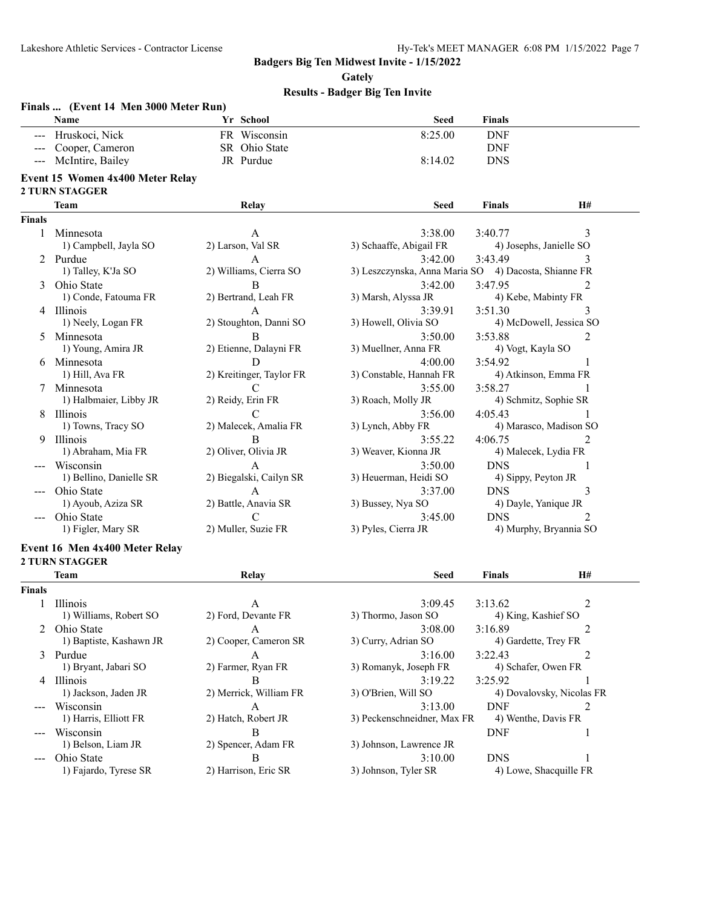**Badgers Big Ten Midwest Invite - 1/15/2022**

**Gately**

**Results - Badger Big Ten Invite**

### Finals ... (Event 14 Men 3000 Meter Run)

| | Name | Yr | School | Seed | Finals |
|---|---|---|---|---|---|
| --- | Hruskoci, Nick | FR | Wisconsin | 8:25.00 | DNF |
| --- | Cooper, Cameron | SR | Ohio State | | DNF |
| --- | McIntire, Bailey | JR | Purdue | 8:14.02 | DNS |

### Event 15 Women 4x400 Meter Relay

**2 TURN STAGGER**

| | Team | Relay | Seed | Finals | H# |
|---|---|---|---|---|---|
| **Finals** | | | | | |
| 1 | Minnesota | A | 3:38.00 | 3:40.77 | 3 |
| | 1) Campbell, Jayla SO | 2) Larson, Val SR | 3) Schaaffe, Abigail FR | 4) Josephs, Janielle SO | |
| 2 | Purdue | A | 3:42.00 | 3:43.49 | 3 |
| | 1) Talley, K'Ja SO | 2) Williams, Cierra SO | 3) Leszczynska, Anna Maria SO | 4) Dacosta, Shianne FR | |
| 3 | Ohio State | B | 3:42.00 | 3:47.95 | 2 |
| | 1) Conde, Fatouma FR | 2) Bertrand, Leah FR | 3) Marsh, Alyssa JR | 4) Kebe, Mabinty FR | |
| 4 | Illinois | A | 3:39.91 | 3:51.30 | 3 |
| | 1) Neely, Logan FR | 2) Stoughton, Danni SO | 3) Howell, Olivia SO | 4) McDowell, Jessica SO | |
| 5 | Minnesota | B | 3:50.00 | 3:53.88 | 2 |
| | 1) Young, Amira JR | 2) Etienne, Dalayni FR | 3) Muellner, Anna FR | 4) Vogt, Kayla SO | |
| 6 | Minnesota | D | 4:00.00 | 3:54.92 | 1 |
| | 1) Hill, Ava FR | 2) Kreitinger, Taylor FR | 3) Constable, Hannah FR | 4) Atkinson, Emma FR | |
| 7 | Minnesota | C | 3:55.00 | 3:58.27 | 1 |
| | 1) Halbmaier, Libby JR | 2) Reidy, Erin FR | 3) Roach, Molly JR | 4) Schmitz, Sophie SR | |
| 8 | Illinois | C | 3:56.00 | 4:05.43 | 1 |
| | 1) Towns, Tracy SO | 2) Malecek, Amalia FR | 3) Lynch, Abby FR | 4) Marasco, Madison SO | |
| 9 | Illinois | B | 3:55.22 | 4:06.75 | 2 |
| | 1) Abraham, Mia FR | 2) Oliver, Olivia JR | 3) Weaver, Kionna JR | 4) Malecek, Lydia FR | |
| --- | Wisconsin | A | 3:50.00 | DNS | 1 |
| | 1) Bellino, Danielle SR | 2) Biegalski, Cailyn SR | 3) Heuerman, Heidi SO | 4) Sippy, Peyton JR | |
| --- | Ohio State | A | 3:37.00 | DNS | 3 |
| | 1) Ayoub, Aziza SR | 2) Battle, Anavia SR | 3) Bussey, Nya SO | 4) Dayle, Yanique JR | |
| --- | Ohio State | C | 3:45.00 | DNS | 2 |
| | 1) Figler, Mary SR | 2) Muller, Suzie FR | 3) Pyles, Cierra JR | 4) Murphy, Bryannia SO | |

### Event 16 Men 4x400 Meter Relay

**2 TURN STAGGER**

| | Team | Relay | Seed | Finals | H# |
|---|---|---|---|---|---|
| **Finals** | | | | | |
| 1 | Illinois | A | 3:09.45 | 3:13.62 | 2 |
| | 1) Williams, Robert SO | 2) Ford, Devante FR | 3) Thormo, Jason SO | 4) King, Kashief SO | |
| 2 | Ohio State | A | 3:08.00 | 3:16.89 | 2 |
| | 1) Baptiste, Kashawn JR | 2) Cooper, Cameron SR | 3) Curry, Adrian SO | 4) Gardette, Trey FR | |
| 3 | Purdue | A | 3:16.00 | 3:22.43 | 2 |
| | 1) Bryant, Jabari SO | 2) Farmer, Ryan FR | 3) Romanyk, Joseph FR | 4) Schafer, Owen FR | |
| 4 | Illinois | B | 3:19.22 | 3:25.92 | 1 |
| | 1) Jackson, Jaden JR | 2) Merrick, William FR | 3) O'Brien, Will SO | 4) Dovalovsky, Nicolas FR | |
| --- | Wisconsin | A | 3:13.00 | DNF | 2 |
| | 1) Harris, Elliott FR | 2) Hatch, Robert JR | 3) Peckenschneidner, Max FR | 4) Wenthe, Davis FR | |
| --- | Wisconsin | B | | DNF | 1 |
| | 1) Belson, Liam JR | 2) Spencer, Adam FR | 3) Johnson, Lawrence JR | | |
| --- | Ohio State | B | 3:10.00 | DNS | 1 |
| | 1) Fajardo, Tyrese SR | 2) Harrison, Eric SR | 3) Johnson, Tyler SR | 4) Lowe, Shacquille FR | |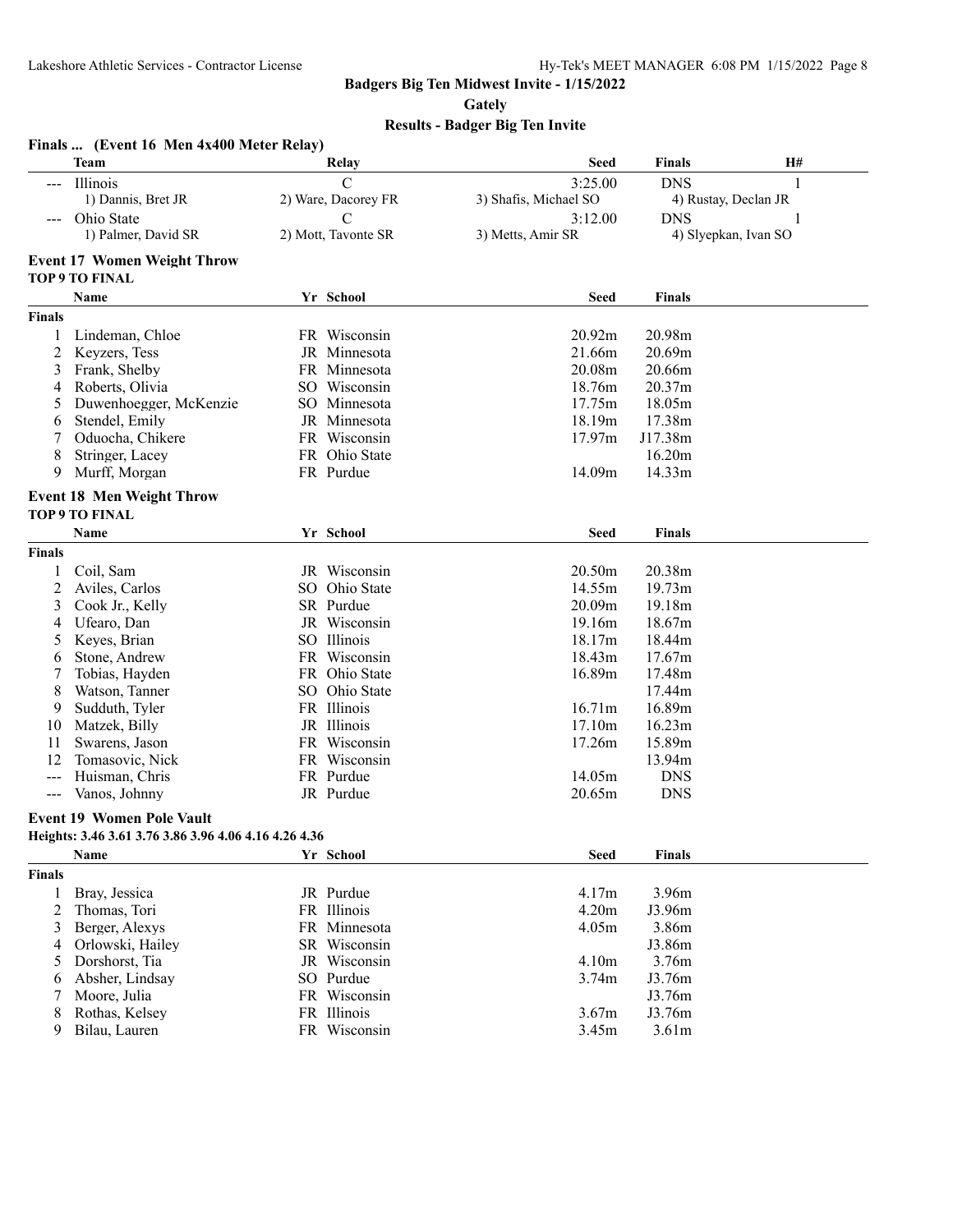**Badgers Big Ten Midwest Invite - 1/15/2022**

**Gately**

**Results - Badger Big Ten Invite**

### Finals ... (Event 16 Men 4x400 Meter Relay)

| | Team | Relay | Seed | Finals | H# |
|---|---|---|---|---|---|
| --- | Illinois | C | 3:25.00 | DNS | 1 |
| | 1) Dannis, Bret JR | 2) Ware, Dacorey FR | 3) Shafis, Michael SO | 4) Rustay, Declan JR | |
| --- | Ohio State | C | 3:12.00 | DNS | 1 |
| | 1) Palmer, David SR | 2) Mott, Tavonte SR | 3) Metts, Amir SR | 4) Slyepkan, Ivan SO | |

### Event 17 Women Weight Throw

**TOP 9 TO FINAL**

| | Name | Yr | School | Seed | Finals |
|---|---|---|---|---|---|
| **Finals** | | | | | |
| 1 | Lindeman, Chloe | FR | Wisconsin | 20.92m | 20.98m |
| 2 | Keyzers, Tess | JR | Minnesota | 21.66m | 20.69m |
| 3 | Frank, Shelby | FR | Minnesota | 20.08m | 20.66m |
| 4 | Roberts, Olivia | SO | Wisconsin | 18.76m | 20.37m |
| 5 | Duwenhoegger, McKenzie | SO | Minnesota | 17.75m | 18.05m |
| 6 | Stendel, Emily | JR | Minnesota | 18.19m | 17.38m |
| 7 | Oduocha, Chikere | FR | Wisconsin | 17.97m | J17.38m |
| 8 | Stringer, Lacey | FR | Ohio State | | 16.20m |
| 9 | Murff, Morgan | FR | Purdue | 14.09m | 14.33m |

### Event 18 Men Weight Throw

**TOP 9 TO FINAL**

| | Name | Yr | School | Seed | Finals |
|---|---|---|---|---|---|
| **Finals** | | | | | |
| 1 | Coil, Sam | JR | Wisconsin | 20.50m | 20.38m |
| 2 | Aviles, Carlos | SO | Ohio State | 14.55m | 19.73m |
| 3 | Cook Jr., Kelly | SR | Purdue | 20.09m | 19.18m |
| 4 | Ufearo, Dan | JR | Wisconsin | 19.16m | 18.67m |
| 5 | Keyes, Brian | SO | Illinois | 18.17m | 18.44m |
| 6 | Stone, Andrew | FR | Wisconsin | 18.43m | 17.67m |
| 7 | Tobias, Hayden | FR | Ohio State | 16.89m | 17.48m |
| 8 | Watson, Tanner | SO | Ohio State | | 17.44m |
| 9 | Sudduth, Tyler | FR | Illinois | 16.71m | 16.89m |
| 10 | Matzek, Billy | JR | Illinois | 17.10m | 16.23m |
| 11 | Swarens, Jason | FR | Wisconsin | 17.26m | 15.89m |
| 12 | Tomasovic, Nick | FR | Wisconsin | | 13.94m |
| --- | Huisman, Chris | FR | Purdue | 14.05m | DNS |
| --- | Vanos, Johnny | JR | Purdue | 20.65m | DNS |

### Event 19 Women Pole Vault

**Heights: 3.46 3.61 3.76 3.86 3.96 4.06 4.16 4.26 4.36**

| | Name | Yr | School | Seed | Finals |
|---|---|---|---|---|---|
| **Finals** | | | | | |
| 1 | Bray, Jessica | JR | Purdue | 4.17m | 3.96m |
| 2 | Thomas, Tori | FR | Illinois | 4.20m | J3.96m |
| 3 | Berger, Alexys | FR | Minnesota | 4.05m | 3.86m |
| 4 | Orlowski, Hailey | SR | Wisconsin | | J3.86m |
| 5 | Dorshorst, Tia | JR | Wisconsin | 4.10m | 3.76m |
| 6 | Absher, Lindsay | SO | Purdue | 3.74m | J3.76m |
| 7 | Moore, Julia | FR | Wisconsin | | J3.76m |
| 8 | Rothas, Kelsey | FR | Illinois | 3.67m | J3.76m |
| 9 | Bilau, Lauren | FR | Wisconsin | 3.45m | 3.61m |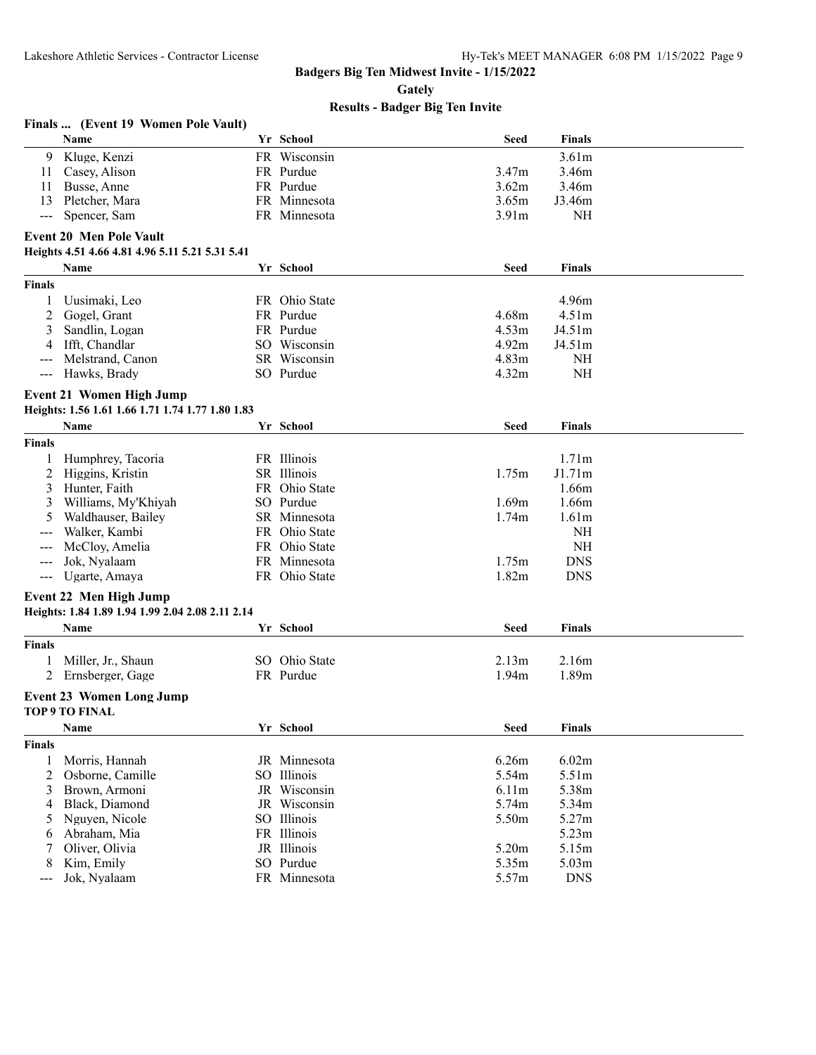# Badgers Big Ten Midwest Invite - 1/15/2022

## Gately

## Results - Badger Big Ten Invite

### Finals ... (Event 19 Women Pole Vault)

| | Name | Yr | School | Seed | Finals |
|---|---|---|---|---|---|
| 9 | Kluge, Kenzi | FR | Wisconsin | | 3.61m |
| 11 | Casey, Alison | FR | Purdue | 3.47m | 3.46m |
| 11 | Busse, Anne | FR | Purdue | 3.62m | 3.46m |
| 13 | Pletcher, Mara | FR | Minnesota | 3.65m | J3.46m |
| --- | Spencer, Sam | FR | Minnesota | 3.91m | NH |

### Event 20 Men Pole Vault

Heights 4.51 4.66 4.81 4.96 5.11 5.21 5.31 5.41

| | Name | Yr | School | Seed | Finals |
|---|---|---|---|---|---|
| **Finals** | | | | | |
| 1 | Uusimaki, Leo | FR | Ohio State | | 4.96m |
| 2 | Gogel, Grant | FR | Purdue | 4.68m | 4.51m |
| 3 | Sandlin, Logan | FR | Purdue | 4.53m | J4.51m |
| 4 | Ifft, Chandlar | SO | Wisconsin | 4.92m | J4.51m |
| --- | Melstrand, Canon | SR | Wisconsin | 4.83m | NH |
| --- | Hawks, Brady | SO | Purdue | 4.32m | NH |

### Event 21 Women High Jump

Heights: 1.56 1.61 1.66 1.71 1.74 1.77 1.80 1.83

| | Name | Yr | School | Seed | Finals |
|---|---|---|---|---|---|
| **Finals** | | | | | |
| 1 | Humphrey, Tacoria | FR | Illinois | | 1.71m |
| 2 | Higgins, Kristin | SR | Illinois | 1.75m | J1.71m |
| 3 | Hunter, Faith | FR | Ohio State | | 1.66m |
| 3 | Williams, My'Khiyah | SO | Purdue | 1.69m | 1.66m |
| 5 | Waldhauser, Bailey | SR | Minnesota | 1.74m | 1.61m |
| --- | Walker, Kambi | FR | Ohio State | | NH |
| --- | McCloy, Amelia | FR | Ohio State | | NH |
| --- | Jok, Nyalaam | FR | Minnesota | 1.75m | DNS |
| --- | Ugarte, Amaya | FR | Ohio State | 1.82m | DNS |

### Event 22 Men High Jump

Heights: 1.84 1.89 1.94 1.99 2.04 2.08 2.11 2.14

| | Name | Yr | School | Seed | Finals |
|---|---|---|---|---|---|
| **Finals** | | | | | |
| 1 | Miller, Jr., Shaun | SO | Ohio State | 2.13m | 2.16m |
| 2 | Ernsberger, Gage | FR | Purdue | 1.94m | 1.89m |

### Event 23 Women Long Jump

TOP 9 TO FINAL

| | Name | Yr | School | Seed | Finals |
|---|---|---|---|---|---|
| **Finals** | | | | | |
| 1 | Morris, Hannah | JR | Minnesota | 6.26m | 6.02m |
| 2 | Osborne, Camille | SO | Illinois | 5.54m | 5.51m |
| 3 | Brown, Armoni | JR | Wisconsin | 6.11m | 5.38m |
| 4 | Black, Diamond | JR | Wisconsin | 5.74m | 5.34m |
| 5 | Nguyen, Nicole | SO | Illinois | 5.50m | 5.27m |
| 6 | Abraham, Mia | FR | Illinois | | 5.23m |
| 7 | Oliver, Olivia | JR | Illinois | 5.20m | 5.15m |
| 8 | Kim, Emily | SO | Purdue | 5.35m | 5.03m |
| --- | Jok, Nyalaam | FR | Minnesota | 5.57m | DNS |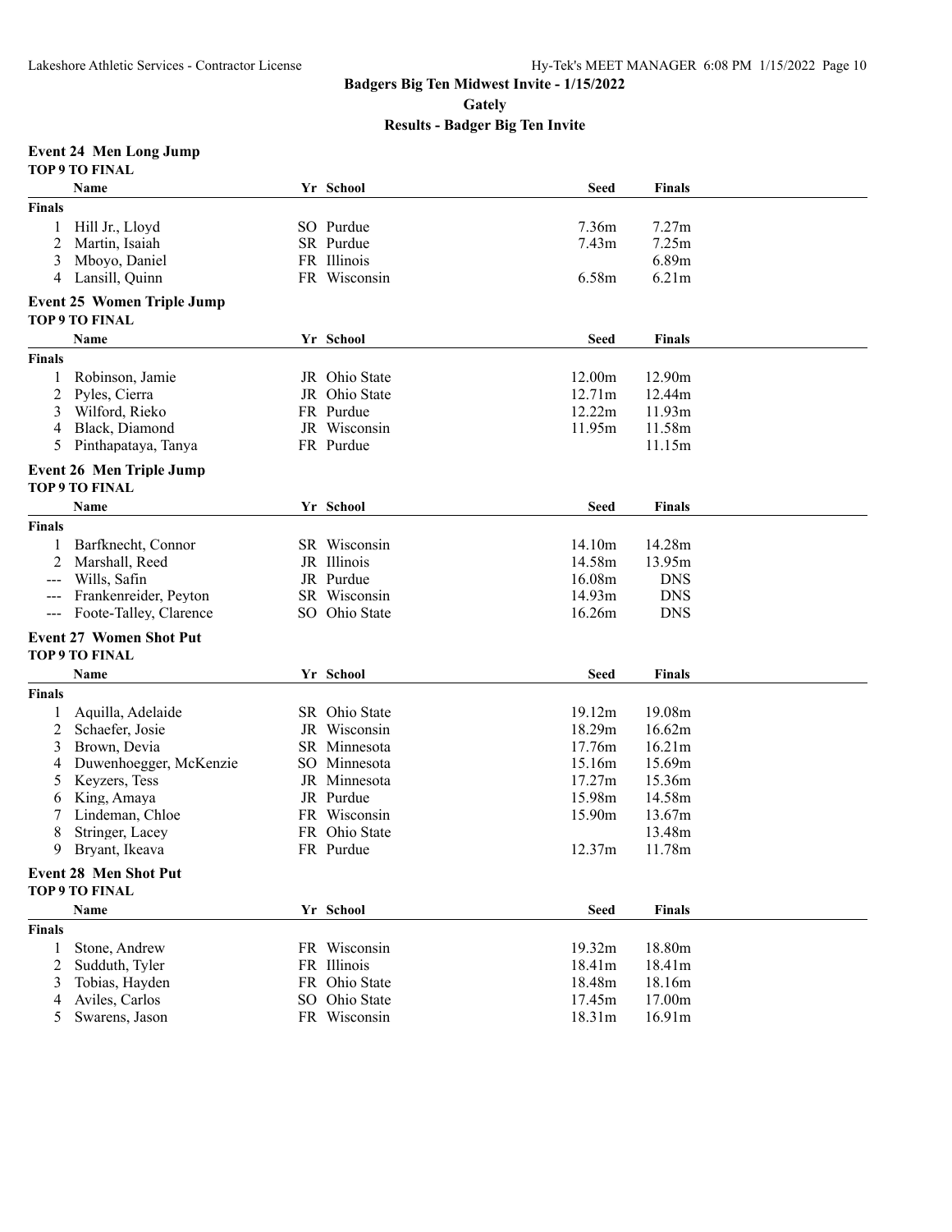## Badgers Big Ten Midwest Invite - 1/15/2022

### Gately

### Results - Badger Big Ten Invite

**Event 24 Men Long Jump**

**TOP 9 TO FINAL**

| | Name | Yr | School | Seed | Finals |
|---|---|---|---|---|---|
| **Finals** | | | | | |
| 1 | Hill Jr., Lloyd | SO | Purdue | 7.36m | 7.27m |
| 2 | Martin, Isaiah | SR | Purdue | 7.43m | 7.25m |
| 3 | Mboyo, Daniel | FR | Illinois | | 6.89m |
| 4 | Lansill, Quinn | FR | Wisconsin | 6.58m | 6.21m |

**Event 25 Women Triple Jump**

**TOP 9 TO FINAL**

| | Name | Yr | School | Seed | Finals |
|---|---|---|---|---|---|
| **Finals** | | | | | |
| 1 | Robinson, Jamie | JR | Ohio State | 12.00m | 12.90m |
| 2 | Pyles, Cierra | JR | Ohio State | 12.71m | 12.44m |
| 3 | Wilford, Rieko | FR | Purdue | 12.22m | 11.93m |
| 4 | Black, Diamond | JR | Wisconsin | 11.95m | 11.58m |
| 5 | Pinthapataya, Tanya | FR | Purdue | | 11.15m |

**Event 26 Men Triple Jump**

**TOP 9 TO FINAL**

| | Name | Yr | School | Seed | Finals |
|---|---|---|---|---|---|
| **Finals** | | | | | |
| 1 | Barfknecht, Connor | SR | Wisconsin | 14.10m | 14.28m |
| 2 | Marshall, Reed | JR | Illinois | 14.58m | 13.95m |
| --- | Wills, Safin | JR | Purdue | 16.08m | DNS |
| --- | Frankenreider, Peyton | SR | Wisconsin | 14.93m | DNS |
| --- | Foote-Talley, Clarence | SO | Ohio State | 16.26m | DNS |

**Event 27 Women Shot Put**

**TOP 9 TO FINAL**

| | Name | Yr | School | Seed | Finals |
|---|---|---|---|---|---|
| **Finals** | | | | | |
| 1 | Aquilla, Adelaide | SR | Ohio State | 19.12m | 19.08m |
| 2 | Schaefer, Josie | JR | Wisconsin | 18.29m | 16.62m |
| 3 | Brown, Devia | SR | Minnesota | 17.76m | 16.21m |
| 4 | Duwenhoegger, McKenzie | SO | Minnesota | 15.16m | 15.69m |
| 5 | Keyzers, Tess | JR | Minnesota | 17.27m | 15.36m |
| 6 | King, Amaya | JR | Purdue | 15.98m | 14.58m |
| 7 | Lindeman, Chloe | FR | Wisconsin | 15.90m | 13.67m |
| 8 | Stringer, Lacey | FR | Ohio State | | 13.48m |
| 9 | Bryant, Ikeava | FR | Purdue | 12.37m | 11.78m |

**Event 28 Men Shot Put**

**TOP 9 TO FINAL**

| | Name | Yr | School | Seed | Finals |
|---|---|---|---|---|---|
| **Finals** | | | | | |
| 1 | Stone, Andrew | FR | Wisconsin | 19.32m | 18.80m |
| 2 | Sudduth, Tyler | FR | Illinois | 18.41m | 18.41m |
| 3 | Tobias, Hayden | FR | Ohio State | 18.48m | 18.16m |
| 4 | Aviles, Carlos | SO | Ohio State | 17.45m | 17.00m |
| 5 | Swarens, Jason | FR | Wisconsin | 18.31m | 16.91m |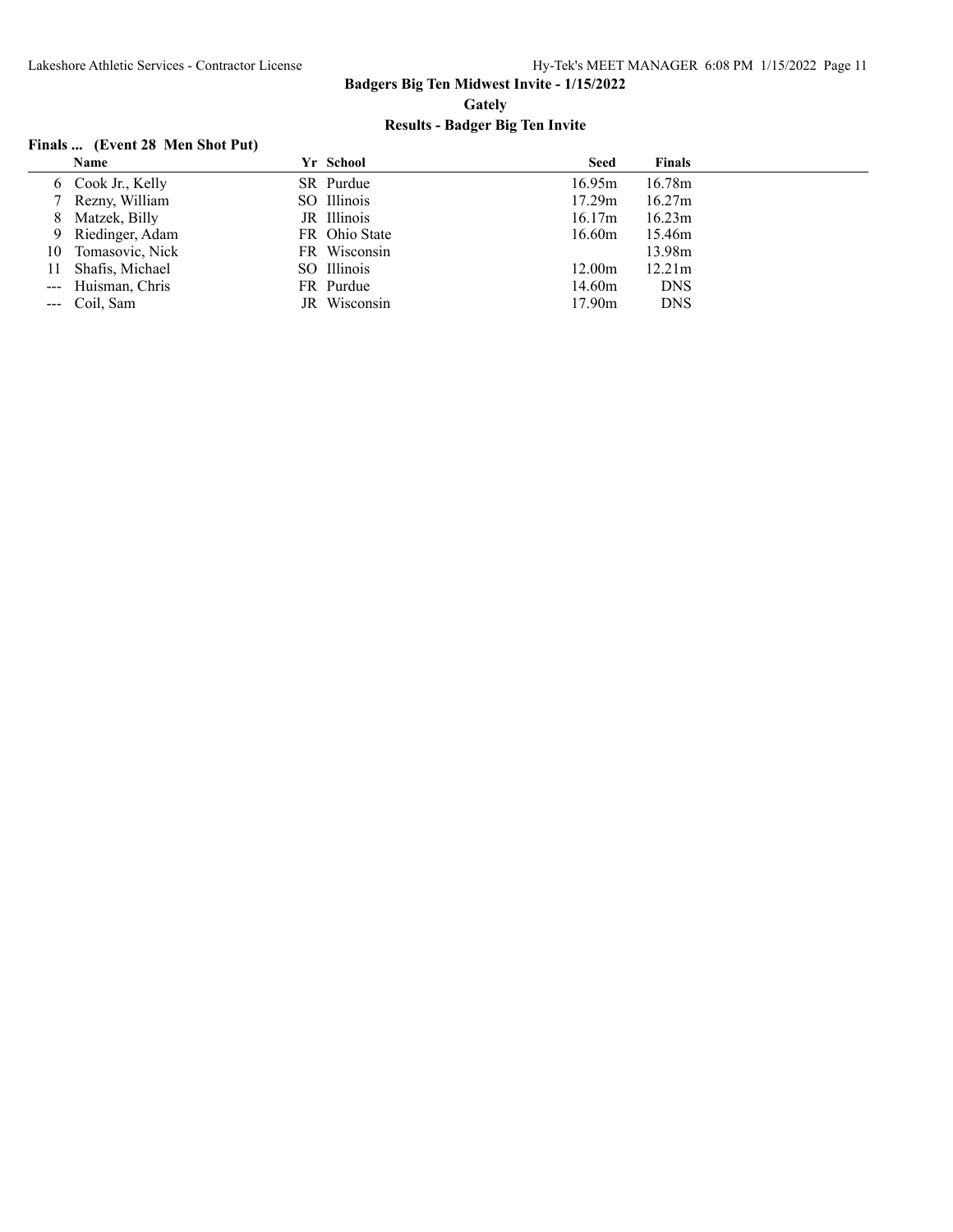**Badgers Big Ten Midwest Invite - 1/15/2022**

**Gately**

**Results - Badger Big Ten Invite**

**Finals ... (Event 28 Men Shot Put)**

| | Name | Yr | School | Seed | Finals |
|---|---|---|---|---|---|
| 6 | Cook Jr., Kelly | SR | Purdue | 16.95m | 16.78m |
| 7 | Rezny, William | SO | Illinois | 17.29m | 16.27m |
| 8 | Matzek, Billy | JR | Illinois | 16.17m | 16.23m |
| 9 | Riedinger, Adam | FR | Ohio State | 16.60m | 15.46m |
| 10 | Tomasovic, Nick | FR | Wisconsin | | 13.98m |
| 11 | Shafis, Michael | SO | Illinois | 12.00m | 12.21m |
| --- | Huisman, Chris | FR | Purdue | 14.60m | DNS |
| --- | Coil, Sam | JR | Wisconsin | 17.90m | DNS |